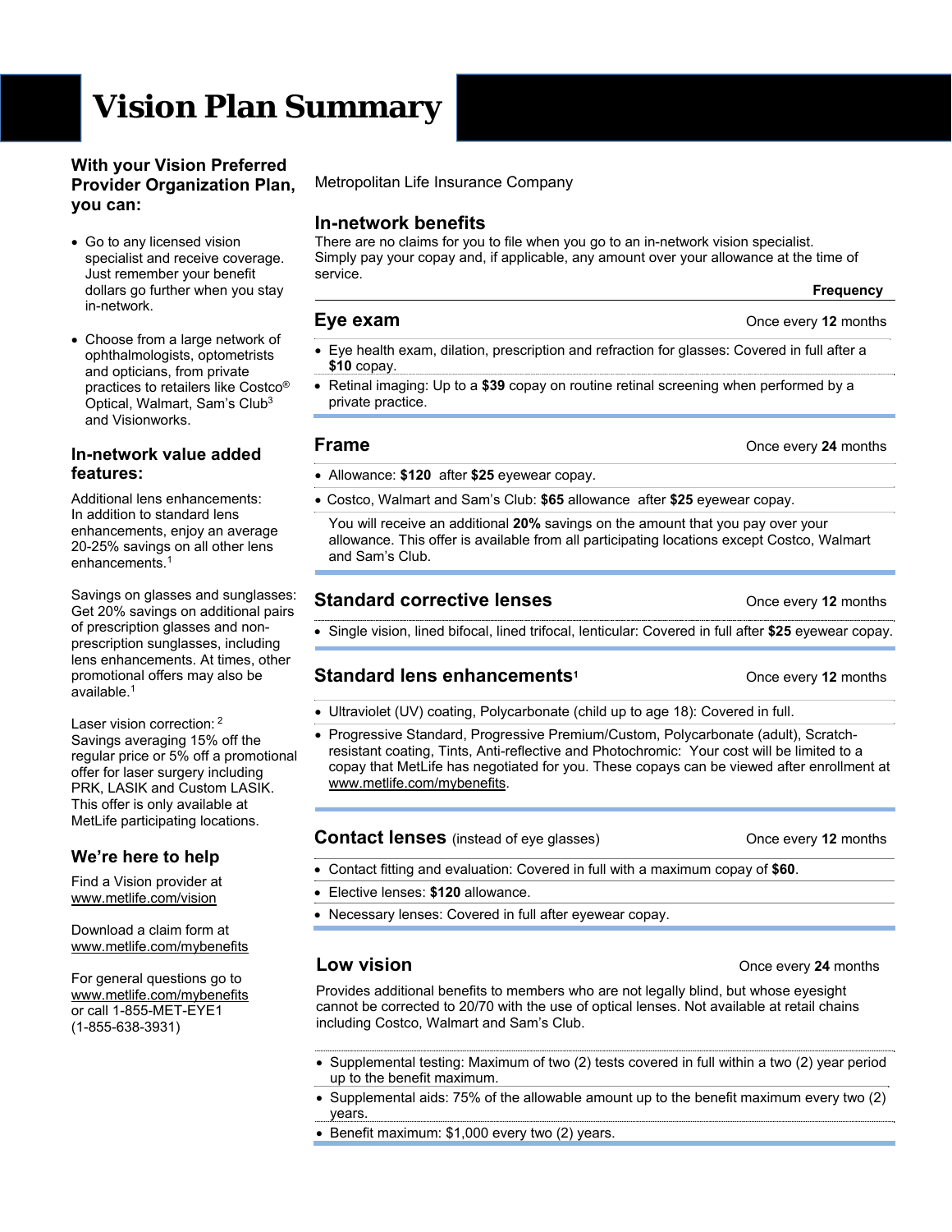# Vision Plan Summary

## With your Vision Preferred Provider Organization Plan, you can:

- Go to any licensed vision specialist and receive coverage. Just remember your benefit dollars go further when you stay in-network.
- Choose from a large network of ophthalmologists, optometrists and opticians, from private practices to retailers like Costco® Optical, Walmart, Sam's Club[3] and Visionworks.

## In-network value added features:

Additional lens enhancements: In addition to standard lens enhancements, enjoy an average 20-25% savings on all other lens enhancements.[1]

Savings on glasses and sunglasses: Get 20% savings on additional pairs of prescription glasses and non-prescription sunglasses, including lens enhancements. At times, other promotional offers may also be available.[1]

Laser vision correction:[2] Savings averaging 15% off the regular price or 5% off a promotional offer for laser surgery including PRK, LASIK and Custom LASIK. This offer is only available at MetLife participating locations.

## We're here to help

Find a Vision provider at www.metlife.com/vision

Download a claim form at www.metlife.com/mybenefits

For general questions go to www.metlife.com/mybenefits or call 1-855-MET-EYE1 (1-855-638-3931)

Metropolitan Life Insurance Company

## In-network benefits

There are no claims for you to file when you go to an in-network vision specialist. Simply pay your copay and, if applicable, any amount over your allowance at the time of service.

**Frequency**

### Eye exam — Once every **12** months

- Eye health exam, dilation, prescription and refraction for glasses: Covered in full after a **$10** copay.
- Retinal imaging: Up to a **$39** copay on routine retinal screening when performed by a private practice.

### Frame — Once every **24** months

- Allowance: **$120** after **$25** eyewear copay.
- Costco, Walmart and Sam's Club: **$65** allowance after **$25** eyewear copay.

You will receive an additional **20%** savings on the amount that you pay over your allowance. This offer is available from all participating locations except Costco, Walmart and Sam's Club.

### Standard corrective lenses — Once every **12** months

- Single vision, lined bifocal, lined trifocal, lenticular: Covered in full after **$25** eyewear copay.

### Standard lens enhancements[1] — Once every **12** months

- Ultraviolet (UV) coating, Polycarbonate (child up to age 18): Covered in full.
- Progressive Standard, Progressive Premium/Custom, Polycarbonate (adult), Scratch-resistant coating, Tints, Anti-reflective and Photochromic: Your cost will be limited to a copay that MetLife has negotiated for you. These copays can be viewed after enrollment at www.metlife.com/mybenefits.

### Contact lenses (instead of eye glasses) — Once every **12** months

- Contact fitting and evaluation: Covered in full with a maximum copay of **$60**.
- Elective lenses: **$120** allowance.
- Necessary lenses: Covered in full after eyewear copay.

### Low vision — Once every **24** months

Provides additional benefits to members who are not legally blind, but whose eyesight cannot be corrected to 20/70 with the use of optical lenses. Not available at retail chains including Costco, Walmart and Sam's Club.

- Supplemental testing: Maximum of two (2) tests covered in full within a two (2) year period up to the benefit maximum.
- Supplemental aids: 75% of the allowable amount up to the benefit maximum every two (2) years.
- Benefit maximum: $1,000 every two (2) years.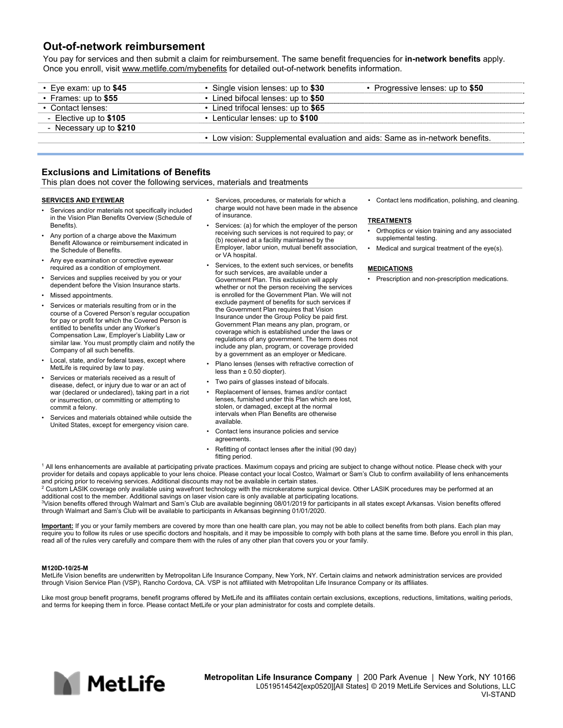## Out-of-network reimbursement

You pay for services and then submit a claim for reimbursement. The same benefit frequencies for **in-network benefits** apply. Once you enroll, visit www.metlife.com/mybenefits for detailed out-of-network benefits information.

| | | |
|---|---|---|
| • Eye exam: up to **$45** | • Single vision lenses: up to **$30** | • Progressive lenses: up to **$50** |
| • Frames: up to **$55** | • Lined bifocal lenses: up to **$50** | |
| • Contact lenses: | • Lined trifocal lenses: up to **$65** | |
| - Elective up to **$105** | • Lenticular lenses: up to **$100** | |
| - Necessary up to **$210** | | |
| | • Low vision: Supplemental evaluation and aids: Same as in-network benefits. | |

### Exclusions and Limitations of Benefits

This plan does not cover the following services, materials and treatments

**SERVICES AND EYEWEAR**

- Services and/or materials not specifically included in the Vision Plan Benefits Overview (Schedule of Benefits).
- Any portion of a charge above the Maximum Benefit Allowance or reimbursement indicated in the Schedule of Benefits.
- Any eye examination or corrective eyewear required as a condition of employment.
- Services and supplies received by you or your dependent before the Vision Insurance starts.
- Missed appointments.
- Services or materials resulting from or in the course of a Covered Person's regular occupation for pay or profit for which the Covered Person is entitled to benefits under any Worker's Compensation Law, Employer's Liability Law or similar law. You must promptly claim and notify the Company of all such benefits.
- Local, state, and/or federal taxes, except where MetLife is required by law to pay.
- Services or materials received as a result of disease, defect, or injury due to war or an act of war (declared or undeclared), taking part in a riot or insurrection, or committing or attempting to commit a felony.
- Services and materials obtained while outside the United States, except for emergency vision care.
- Services, procedures, or materials for which a charge would not have been made in the absence of insurance.
- Services: (a) for which the employer of the person receiving such services is not required to pay; or (b) received at a facility maintained by the Employer, labor union, mutual benefit association, or VA hospital.
- Services, to the extent such services, or benefits for such services, are available under a Government Plan. This exclusion will apply whether or not the person receiving the services is enrolled for the Government Plan. We will not exclude payment of benefits for such services if the Government Plan requires that Vision Insurance under the Group Policy be paid first. Government Plan means any plan, program, or coverage which is established under the laws or regulations of any government. The term does not include any plan, program, or coverage provided by a government as an employer or Medicare.
- Plano lenses (lenses with refractive correction of less than ± 0.50 diopter).
- Two pairs of glasses instead of bifocals.
- Replacement of lenses, frames and/or contact lenses, furnished under this Plan which are lost, stolen, or damaged, except at the normal intervals when Plan Benefits are otherwise available.
- Contact lens insurance policies and service agreements.
- Refitting of contact lenses after the initial (90 day) fitting period.
- Contact lens modification, polishing, and cleaning.

**TREATMENTS**

- Orthoptics or vision training and any associated supplemental testing.
- Medical and surgical treatment of the eye(s).

**MEDICATIONS**

- Prescription and non-prescription medications.

[1] All lens enhancements are available at participating private practices. Maximum copays and pricing are subject to change without notice. Please check with your provider for details and copays applicable to your lens choice. Please contact your local Costco, Walmart or Sam's Club to confirm availability of lens enhancements and pricing prior to receiving services. Additional discounts may not be available in certain states.
[2] Custom LASIK coverage only available using wavefront technology with the microkeratome surgical device. Other LASIK procedures may be performed at an additional cost to the member. Additional savings on laser vision care is only available at participating locations.
[3] Vision benefits offered through Walmart and Sam's Club are available beginning 08/01/2019 for participants in all states except Arkansas. Vision benefits offered through Walmart and Sam's Club will be available to participants in Arkansas beginning 01/01/2020.

**Important:** If you or your family members are covered by more than one health care plan, you may not be able to collect benefits from both plans. Each plan may require you to follow its rules or use specific doctors and hospitals, and it may be impossible to comply with both plans at the same time. Before you enroll in this plan, read all of the rules very carefully and compare them with the rules of any other plan that covers you or your family.

**M120D-10/25-M**
MetLife Vision benefits are underwritten by Metropolitan Life Insurance Company, New York, NY. Certain claims and network administration services are provided through Vision Service Plan (VSP), Rancho Cordova, CA. VSP is not affiliated with Metropolitan Life Insurance Company or its affiliates.

Like most group benefit programs, benefit programs offered by MetLife and its affiliates contain certain exclusions, exceptions, reductions, limitations, waiting periods, and terms for keeping them in force. Please contact MetLife or your plan administrator for costs and complete details.

MetLife

**Metropolitan Life Insurance Company** | 200 Park Avenue | New York, NY 10166
L0519514542[exp0520][All States] © 2019 MetLife Services and Solutions, LLC
VI-STAND